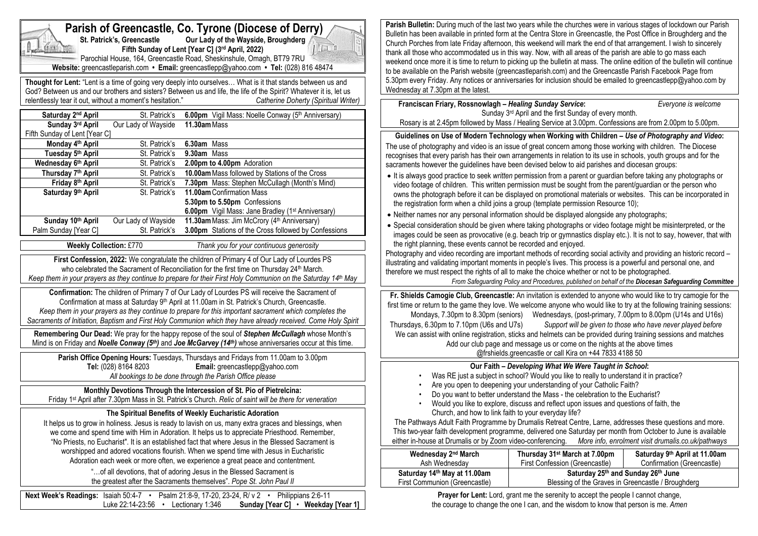# Parish of Greencastle, Co. Tyrone (Diocese of Derry)

**St. Patrick's, Greencastle** **Our Lady of the Wayside, Broughderg**

**Fifth Sunday of Lent [Year C] (3rd April, 2022)**

Parochial House, 164, Greencastle Road, Sheskinshule, Omagh, BT79 7RU

**Website:** greencastleparish.com • **Email:** greencastlepp@yahoo.com • **Tel:** (028) 816 48474

**Thought for Lent:** "Lent is a time of going very deeply into ourselves… What is it that stands between us and God? Between us and our brothers and sisters? Between us and life, the life of the Spirit? Whatever it is, let us relentlessly tear it out, without a moment's hesitation." *Catherine Doherty (Spiritual Writer)*

| | | |
|---|---|---|
| **Saturday 2nd April** | St. Patrick's | **6.00pm** Vigil Mass: Noelle Conway (5th Anniversary) |
| **Sunday 3rd April** Fifth Sunday of Lent [Year C] | Our Lady of Wayside | **11.30am** Mass |
| **Monday 4th April** | St. Patrick's | **6.30am** Mass |
| **Tuesday 5th April** | St. Patrick's | **9.30am** Mass |
| **Wednesday 6th April** | St. Patrick's | **2.00pm to 4.00pm** Adoration |
| **Thursday 7th April** | St. Patrick's | **10.00am** Mass followed by Stations of the Cross |
| **Friday 8th April** | St. Patrick's | **7.30pm** Mass: Stephen McCullagh (Month's Mind) |
| **Saturday 9th April** | St. Patrick's | **11.00am** Confirmation Mass<br>**5.30pm to 5.50pm** Confessions<br>**6.00pm** Vigil Mass: Jane Bradley (1st Anniversary) |
| **Sunday 10th April** | Our Lady of Wayside | **11.30am** Mass: Jim McCrory (4th Anniversary) |
| Palm Sunday [Year C] | St. Patrick's | **3.00pm** Stations of the Cross followed by Confessions |

**Weekly Collection:** £770 *Thank you for your continuous generosity*

**First Confession, 2022:** We congratulate the children of Primary 4 of Our Lady of Lourdes PS who celebrated the Sacrament of Reconciliation for the first time on Thursday 24th March. *Keep them in your prayers as they continue to prepare for their First Holy Communion on the Saturday 14th May*

**Confirmation:** The children of Primary 7 of Our Lady of Lourdes PS will receive the Sacrament of Confirmation at mass at Saturday 9th April at 11.00am in St. Patrick's Church, Greencastle. *Keep them in your prayers as they continue to prepare for this important sacrament which completes the Sacraments of Initiation, Baptism and First Holy Communion which they have already received. Come Holy Spirit*

**Remembering Our Dead:** We pray for the happy repose of the soul of ***Stephen McCullagh*** whose Month's Mind is on Friday and ***Noelle Conway (5th)*** and ***Joe McGarvey (14th)*** whose anniversaries occur at this time.

**Parish Office Opening Hours:** Tuesdays, Thursdays and Fridays from 11.00am to 3.00pm
**Tel:** (028) 8164 8203 **Email:** greencastlepp@yahoo.com
*All bookings to be done through the Parish Office please*

**Monthly Devotions Through the Intercession of St. Pio of Pietrelcina:**
Friday 1st April after 7.30pm Mass in St. Patrick's Church. *Relic of saint will be there for veneration*

**The Spiritual Benefits of Weekly Eucharistic Adoration**

It helps us to grow in holiness. Jesus is ready to lavish on us, many extra graces and blessings, when we come and spend time with Him in Adoration. It helps us to appreciate Priesthood. Remember, "No Priests, no Eucharist". It is an established fact that where Jesus in the Blessed Sacrament is worshipped and adored vocations flourish. When we spend time with Jesus in Eucharistic Adoration each week or more often, we experience a great peace and contentment.

"…of all devotions, that of adoring Jesus in the Blessed Sacrament is the greatest after the Sacraments themselves". *Pope St. John Paul II*

**Next Week's Readings:** Isaiah 50:4-7 • Psalm 21:8-9, 17-20, 23-24, R/ v 2 • Philippians 2:6-11 Luke 22:14-23:56 • Lectionary 1:346 **Sunday [Year C]** • **Weekday [Year 1]**

**Parish Bulletin:** During much of the last two years while the churches were in various stages of lockdown our Parish Bulletin has been available in printed form at the Centra Store in Greencastle, the Post Office in Broughderg and the Church Porches from late Friday afternoon, this weekend will mark the end of that arrangement. I wish to sincerely thank all those who accommodated us in this way. Now, with all areas of the parish are able to go mass each weekend once more it is time to return to picking up the bulletin at mass. The online edition of the bulletin will continue to be available on the Parish website (greencastleparish.com) and the Greencastle Parish Facebook Page from 5.30pm every Friday. Any notices or anniversaries for inclusion should be emailed to greencastlepp@yahoo.com by Wednesday at 7.30pm at the latest.

**Franciscan Friary, Rossnowlagh – *Healing Sunday Service*:** *Everyone is welcome*
Sunday 3rd April and the first Sunday of every month.
Rosary is at 2.45pm followed by Mass / Healing Service at 3.00pm. Confessions are from 2.00pm to 5.00pm.

**Guidelines on Use of Modern Technology when Working with Children – *Use of Photography and Video*:**
The use of photography and video is an issue of great concern among those working with children. The Diocese recognises that every parish has their own arrangements in relation to its use in schools, youth groups and for the sacraments however the guidelines have been devised below to aid parishes and diocesan groups:

- It is always good practice to seek *written* permission from a parent or guardian before taking any photographs or video footage of children. This written permission must be sought from the parent/guardian or the person who owns the photograph before it can be displayed on promotional materials or websites. This can be incorporated in the registration form when a child joins a group (template permission Resource 10);
- Neither names nor any personal information should be displayed alongside any photographs;
- Special consideration should be given where taking photographs or video footage might be misinterpreted, or the images could be seen as provocative (e.g. beach trip or gymnastics display etc.). It is not to say, however, that with the right planning, these events cannot be recorded and enjoyed.

Photography and video recording are important methods of recording social activity and providing an historic record – illustrating and validating important moments in people's lives. This process is a powerful and personal one, and therefore we must respect the rights of all to make the choice whether or not to be photographed.

*From Safeguarding Policy and Procedures, published on behalf of the **Diocesan Safeguarding Committee***

**Fr. Shields Camogie Club, Greencastle:** An invitation is extended to anyone who would like to try camogie for the first time or return to the game they love. We welcome anyone who would like to try at the following training sessions: Mondays, 7.30pm to 8.30pm (seniors) Wednesdays, (post-primary, 7.00pm to 8.00pm (U14s and U16s) Thursdays, 6.30pm to 7.10pm (U6s and U7s) *Support will be given to those who have never played before* We can assist with online registration, sticks and helmets can be provided during training sessions and matches Add our club page and message us or come on the nights at the above times @frshields.greencastle or call Kira on +44 7833 4188 50

**Our Faith – *Developing What We Were Taught in School*:**

- Was RE just a subject in school? Would you like to really to understand it in practice?
- Are you open to deepening your understanding of your Catholic Faith?
- Do you want to better understand the Mass - the celebration to the Eucharist?
- Would you like to explore, discuss and reflect upon issues and questions of faith, the Church, and how to link faith to your everyday life?

The Pathways Adult Faith Programme by Drumalis Retreat Centre, Larne, addresses these questions and more. This two-year faith development programme, delivered one Saturday per month from October to June is available either in-house at Drumalis or by Zoom video-conferencing. *More info, enrolment visit drumalis.co.uk/pathways*

| **Wednesday 2nd March** Ash Wednesday | **Thursday 31st March at 7.00pm** First Confession (Greencastle) | **Saturday 9th April at 11.00am** Confirmation (Greencastle) |
|---|---|---|
| **Saturday 14th May at 11.00am** First Communion (Greencastle) | **Saturday 25th and Sunday 26th June** Blessing of the Graves in Greencastle / Broughderg | |

**Prayer for Lent:** Lord, grant me the serenity to accept the people I cannot change, the courage to change the one I can, and the wisdom to know that person is me. *Amen*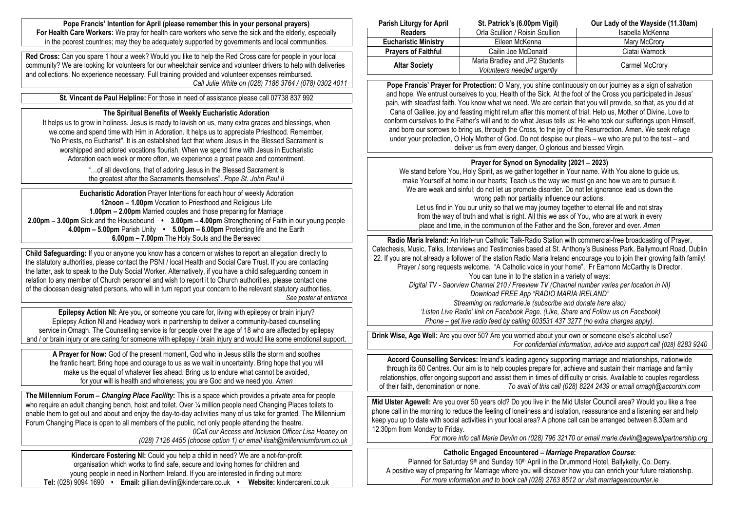**Pope Francis' Intention for April (please remember this in your personal prayers)**
**For Health Care Workers:** We pray for health care workers who serve the sick and the elderly, especially in the poorest countries; may they be adequately supported by governments and local communities.

**Red Cross:** Can you spare 1 hour a week? Would you like to help the Red Cross care for people in your local community? We are looking for volunteers for our wheelchair service and volunteer drivers to help with deliveries and collections. No experience necessary. Full training provided and volunteer expenses reimbursed.
*Call Julie White on (028) 7186 3764 / (078) 0302 4011*

**St. Vincent de Paul Helpline:** For those in need of assistance please call 07738 837 992

**The Spiritual Benefits of Weekly Eucharistic Adoration**

It helps us to grow in holiness. Jesus is ready to lavish on us, many extra graces and blessings, when we come and spend time with Him in Adoration. It helps us to appreciate Priesthood. Remember, "No Priests, no Eucharist". It is an established fact that where Jesus in the Blessed Sacrament is worshipped and adored vocations flourish. When we spend time with Jesus in Eucharistic Adoration each week or more often, we experience a great peace and contentment.

"…of all devotions, that of adoring Jesus in the Blessed Sacrament is the greatest after the Sacraments themselves". *Pope St. John Paul II*

**Eucharistic Adoration** Prayer Intentions for each hour of weekly Adoration
**12noon – 1.00pm** Vocation to Priesthood and Religious Life
**1.00pm – 2.00pm** Married couples and those preparing for Marriage
**2.00pm – 3.00pm** Sick and the Housebound • **3.00pm – 4.00pm** Strengthening of Faith in our young people
**4.00pm – 5.00pm** Parish Unity • **5.00pm – 6.00pm** Protecting life and the Earth
**6.00pm – 7.00pm** The Holy Souls and the Bereaved

**Child Safeguarding:** If you or anyone you know has a concern or wishes to report an allegation directly to the statutory authorities, please contact the PSNI / local Health and Social Care Trust. If you are contacting the latter, ask to speak to the Duty Social Worker. Alternatively, if you have a child safeguarding concern in relation to any member of Church personnel and wish to report it to Church authorities, please contact one of the diocesan designated persons, who will in turn report your concern to the relevant statutory authorities.
*See poster at entrance*

**Epilepsy Action NI:** Are you, or someone you care for, living with epilepsy or brain injury? Epilepsy Action NI and Headway work in partnership to deliver a community-based counselling service in Omagh. The Counselling service is for people over the age of 18 who are affected by epilepsy and / or brain injury or are caring for someone with epilepsy / brain injury and would like some emotional support.

**A Prayer for Now:** God of the present moment, God who in Jesus stills the storm and soothes the frantic heart; Bring hope and courage to us as we wait in uncertainty. Bring hope that you will make us the equal of whatever lies ahead. Bring us to endure what cannot be avoided, for your will is health and wholeness; you are God and we need you. *Amen*

**The Millennium Forum – *Changing Place Facility*:** This is a space which provides a private area for people who require an adult changing bench, hoist and toilet. Over ¼ million people need Changing Places toilets to enable them to get out and about and enjoy the day-to-day activities many of us take for granted. The Millennium Forum Changing Place is open to all members of the public, not only people attending the theatre.
*0Call our Access and Inclusion Officer Lisa Heaney on (028) 7126 4455 (choose option 1) or email lisah@millenniumforum.co.uk*

**Kindercare Fostering NI:** Could you help a child in need? We are a not-for-profit organisation which works to find safe, secure and loving homes for children and young people in need in Northern Ireland. If you are interested in finding out more:
**Tel:** (028) 9094 1690 • **Email:** gillian.devlin@kindercare.co.uk • **Website:** kindercareni.co.uk

| Parish Liturgy for April | St. Patrick's (6.00pm Vigil) | Our Lady of the Wayside (11.30am) |
|---|---|---|
| **Readers** | Orla Scullion / Roisin Scullion | Isabella McKenna |
| **Eucharistic Ministry** | Eileen McKenna | Mary McCrory |
| **Prayers of Faithful** | Cailin Joe McDonald | Ciatai Warnock |
| **Altar Society** | Maria Bradley and JP2 Students *Volunteers needed urgently* | Carmel McCrory |

**Pope Francis' Prayer for Protection:** O Mary, you shine continuously on our journey as a sign of salvation and hope. We entrust ourselves to you, Health of the Sick. At the foot of the Cross you participated in Jesus' pain, with steadfast faith. You know what we need. We are certain that you will provide, so that, as you did at Cana of Galilee, joy and feasting might return after this moment of trial. Help us, Mother of Divine. Love to conform ourselves to the Father's will and to do what Jesus tells us: He who took our sufferings upon Himself, and bore our sorrows to bring us, through the Cross, to the joy of the Resurrection. Amen. We seek refuge under your protection, O Holy Mother of God. Do not despise our pleas – we who are put to the test – and deliver us from every danger, O glorious and blessed Virgin.

**Prayer for Synod on Synodality (2021 – 2023)**

We stand before You, Holy Spirit, as we gather together in Your name. With You alone to guide us, make Yourself at home in our hearts; Teach us the way we must go and how we are to pursue it. We are weak and sinful; do not let us promote disorder. Do not let ignorance lead us down the wrong path nor partiality influence our actions.
Let us find in You our unity so that we may journey together to eternal life and not stray from the way of truth and what is right. All this we ask of You, who are at work in every place and time, in the communion of the Father and the Son, forever and ever. *Amen*

**Radio Maria Ireland:** An Irish-run Catholic Talk-Radio Station with commercial-free broadcasting of Prayer, Catechesis, Music, Talks, Interviews and Testimonies based at St. Anthony's Business Park, Ballymount Road, Dublin 22. If you are not already a follower of the station Radio Maria Ireland encourage you to join their growing faith family! Prayer / song requests welcome. "A Catholic voice in your home". Fr Eamonn McCarthy is Director.
You can tune in to the station in a variety of ways:
*Digital TV - Saorview Channel 210 / Freeview TV (Channel number varies per location in NI)*
*Download FREE App "RADIO MARIA IRELAND"*
*Streaming on radiomarie.ie (subscribe and donate here also)*
*'Listen Live Radio' link on Facebook Page. (Like, Share and Follow us on Facebook)*
*Phone – get live radio feed by calling 003531 437 3277 (no extra charges apply).*

**Drink Wise, Age Well:** Are you over 50? Are you worried about your own or someone else's alcohol use?
*For confidential information, advice and support call (028) 8283 9240*

**Accord Counselling Services:** Ireland's leading agency supporting marriage and relationships, nationwide through its 60 Centres. Our aim is to help couples prepare for, achieve and sustain their marriage and family relationships, offer ongoing support and assist them in times of difficulty or crisis. Available to couples regardless of their faith, denomination or none. *To avail of this call (028) 8224 2439 or email omagh@accordni.com*

**Mid Ulster Agewell:** Are you over 50 years old? Do you live in the Mid Ulster Council area? Would you like a free phone call in the morning to reduce the feeling of loneliness and isolation, reassurance and a listening ear and help keep you up to date with social activities in your local area? A phone call can be arranged between 8.30am and 12.30pm from Monday to Friday.
*For more info call Marie Devlin on (028) 796 32170 or email marie.devlin@agewellpartnership.org*

**Catholic Engaged Encountered – *Marriage Preparation Course*:**
Planned for Saturday 9th and Sunday 10th April in the Drummond Hotel, Ballykelly, Co. Derry. A positive way of preparing for Marriage where you will discover how you can enrich your future relationship.
*For more information and to book call (028) 2763 8512 or visit marriageencounter.ie*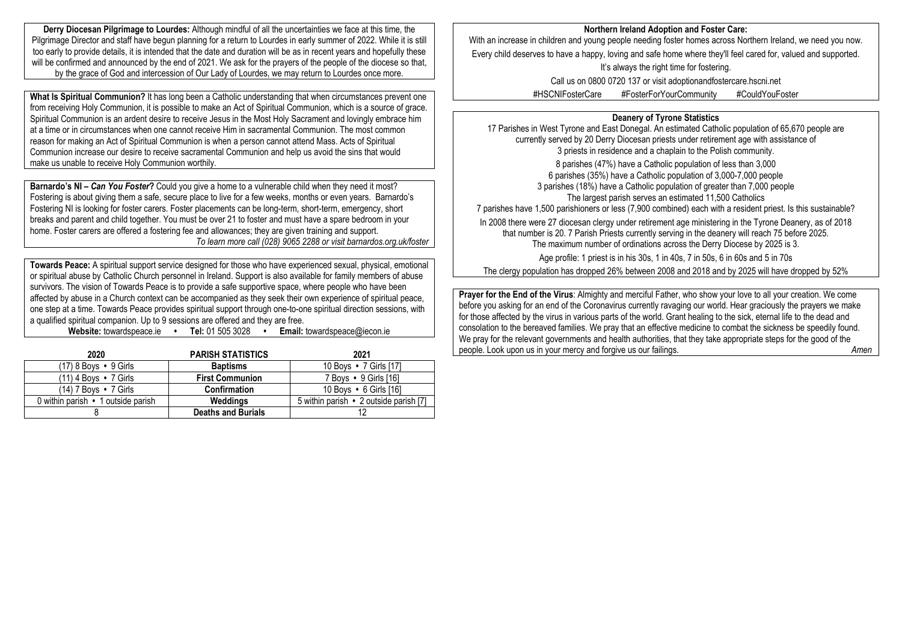**Derry Diocesan Pilgrimage to Lourdes:** Although mindful of all the uncertainties we face at this time, the Pilgrimage Director and staff have begun planning for a return to Lourdes in early summer of 2022. While it is still too early to provide details, it is intended that the date and duration will be as in recent years and hopefully these will be confirmed and announced by the end of 2021. We ask for the prayers of the people of the diocese so that, by the grace of God and intercession of Our Lady of Lourdes, we may return to Lourdes once more.

**What Is Spiritual Communion?** It has long been a Catholic understanding that when circumstances prevent one from receiving Holy Communion, it is possible to make an Act of Spiritual Communion, which is a source of grace. Spiritual Communion is an ardent desire to receive Jesus in the Most Holy Sacrament and lovingly embrace him at a time or in circumstances when one cannot receive Him in sacramental Communion. The most common reason for making an Act of Spiritual Communion is when a person cannot attend Mass. Acts of Spiritual Communion increase our desire to receive sacramental Communion and help us avoid the sins that would make us unable to receive Holy Communion worthily.

**Barnardo's NI – *Can You Foster?*** Could you give a home to a vulnerable child when they need it most? Fostering is about giving them a safe, secure place to live for a few weeks, months or even years. Barnardo's Fostering NI is looking for foster carers. Foster placements can be long-term, short-term, emergency, short breaks and parent and child together. You must be over 21 to foster and must have a spare bedroom in your home. Foster carers are offered a fostering fee and allowances; they are given training and support.
*To learn more call (028) 9065 2288 or visit barnardos.org.uk/foster*

**Towards Peace:** A spiritual support service designed for those who have experienced sexual, physical, emotional or spiritual abuse by Catholic Church personnel in Ireland. Support is also available for family members of abuse survivors. The vision of Towards Peace is to provide a safe supportive space, where people who have been affected by abuse in a Church context can be accompanied as they seek their own experience of spiritual peace, one step at a time. Towards Peace provides spiritual support through one-to-one spiritual direction sessions, with a qualified spiritual companion. Up to 9 sessions are offered and they are free.

**Website:** towardspeace.ie • **Tel:** 01 505 3028 • **Email:** towardspeace@iecon.ie

| 2020 | PARISH STATISTICS | 2021 |
|---|---|---|
| (17) 8 Boys • 9 Girls | **Baptisms** | 10 Boys • 7 Girls [17] |
| (11) 4 Boys • 7 Girls | **First Communion** | 7 Boys • 9 Girls [16] |
| (14) 7 Boys • 7 Girls | **Confirmation** | 10 Boys • 6 Girls [16] |
| 0 within parish • 1 outside parish | **Weddings** | 5 within parish • 2 outside parish [7] |
| 8 | **Deaths and Burials** | 12 |

**Northern Ireland Adoption and Foster Care:**

With an increase in children and young people needing foster homes across Northern Ireland, we need you now.

Every child deserves to have a happy, loving and safe home where they'll feel cared for, valued and supported.

It's always the right time for fostering.

Call us on 0800 0720 137 or visit adoptionandfostercare.hscni.net

#HSCNIFosterCare #FosterForYourCommunity #CouldYouFoster

**Deanery of Tyrone Statistics**

17 Parishes in West Tyrone and East Donegal. An estimated Catholic population of 65,670 people are currently served by 20 Derry Diocesan priests under retirement age with assistance of 3 priests in residence and a chaplain to the Polish community.

8 parishes (47%) have a Catholic population of less than 3,000

6 parishes (35%) have a Catholic population of 3,000-7,000 people

3 parishes (18%) have a Catholic population of greater than 7,000 people

The largest parish serves an estimated 11,500 Catholics

7 parishes have 1,500 parishioners or less (7,900 combined) each with a resident priest. Is this sustainable?

In 2008 there were 27 diocesan clergy under retirement age ministering in the Tyrone Deanery, as of 2018 that number is 20. 7 Parish Priests currently serving in the deanery will reach 75 before 2025.

The maximum number of ordinations across the Derry Diocese by 2025 is 3.

Age profile: 1 priest is in his 30s, 1 in 40s, 7 in 50s, 6 in 60s and 5 in 70s

The clergy population has dropped 26% between 2008 and 2018 and by 2025 will have dropped by 52%

**Prayer for the End of the Virus**: Almighty and merciful Father, who show your love to all your creation. We come before you asking for an end of the Coronavirus currently ravaging our world. Hear graciously the prayers we make for those affected by the virus in various parts of the world. Grant healing to the sick, eternal life to the dead and consolation to the bereaved families. We pray that an effective medicine to combat the sickness be speedily found. We pray for the relevant governments and health authorities, that they take appropriate steps for the good of the people. Look upon us in your mercy and forgive us our failings. *Amen*